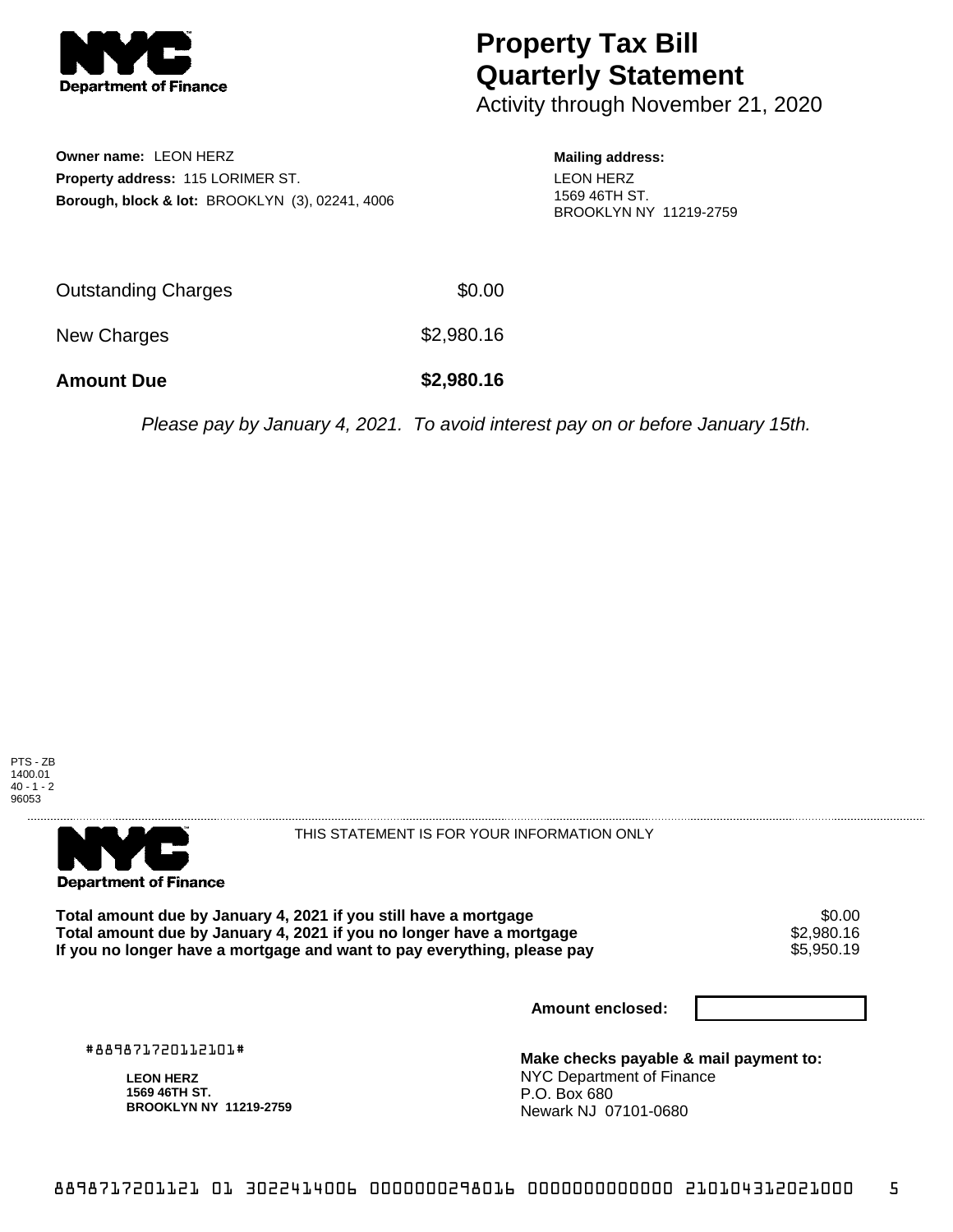# Property Tax Bill Quarterly Statement

Activity through November 21, 2020

**Owner name:** LEON HERZ
**Property address:** 115 LORIMER ST.
**Borough, block & lot:** BROOKLYN (3), 02241, 4006

**Mailing address:**
LEON HERZ
1569 46TH ST.
BROOKLYN NY 11219-2759

| | |
|---|---|
| Outstanding Charges | $0.00 |
| New Charges | $2,980.16 |
| **Amount Due** | **$2,980.16** |

*Please pay by January 4, 2021. To avoid interest pay on or before January 15th.*

PTS - ZB
1400.01
40 - 1 - 2
96053

THIS STATEMENT IS FOR YOUR INFORMATION ONLY

| | |
|---|---|
| **Total amount due by January 4, 2021 if you still have a mortgage** | $0.00 |
| **Total amount due by January 4, 2021 if you no longer have a mortgage** | $2,980.16 |
| **If you no longer have a mortgage and want to pay everything, please pay** | $5,950.19 |

**Amount enclosed:**

#889871720112101#

**LEON HERZ**
**1569 46TH ST.**
**BROOKLYN NY 11219-2759**

**Make checks payable & mail payment to:**
NYC Department of Finance
P.O. Box 680
Newark NJ 07101-0680

8898717201121 01 3022414006 0000000298016 0000000000000 210104312021000 5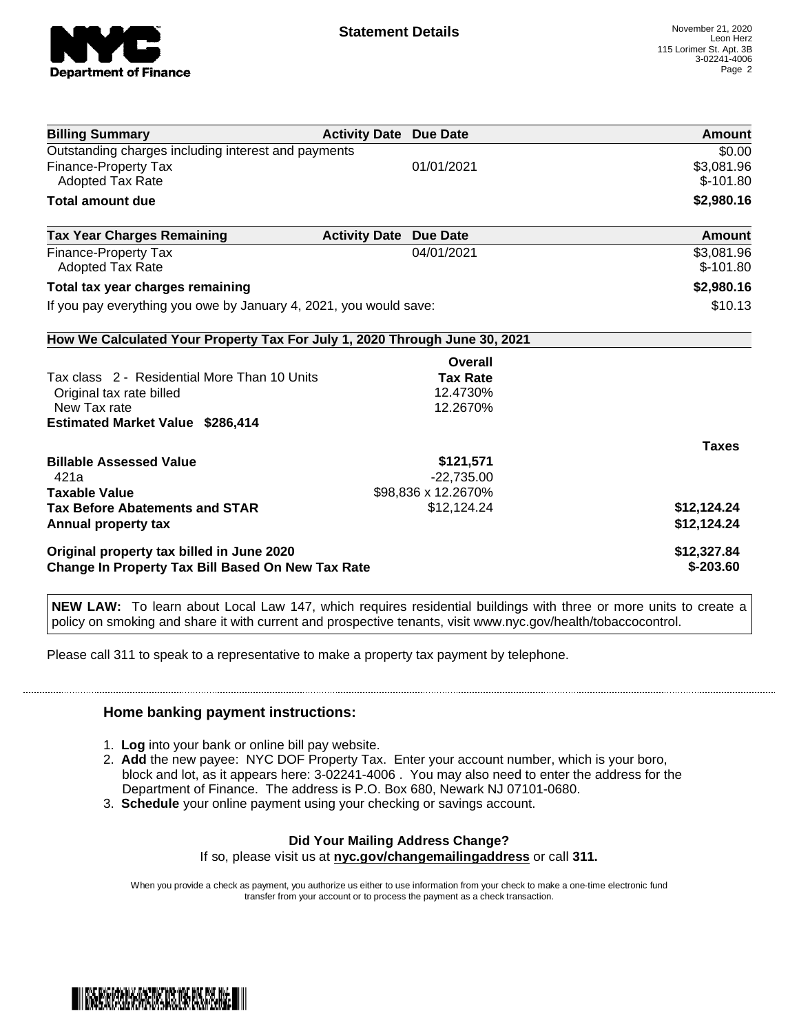**Statement Details**

November 21, 2020
Leon Herz
115 Lorimer St. Apt. 3B
3-02241-4006

| Billing Summary | Activity Date | Due Date | Amount |
| --- | --- | --- | --- |
| Outstanding charges including interest and payments | | | $0.00 |
| Finance-Property Tax | | 01/01/2021 | $3,081.96 |
| Adopted Tax Rate | | | $-101.80 |
| **Total amount due** | | | **$2,980.16** |

| Tax Year Charges Remaining | Activity Date | Due Date | Amount |
| --- | --- | --- | --- |
| Finance-Property Tax | | 04/01/2021 | $3,081.96 |
| Adopted Tax Rate | | | $-101.80 |
| **Total tax year charges remaining** | | | **$2,980.16** |
| If you pay everything you owe by January 4, 2021, you would save: | | | $10.13 |

**How We Calculated Your Property Tax For July 1, 2020 Through June 30, 2021**

| | Overall Tax Rate | |
| --- | --- | --- |
| Tax class 2 - Residential More Than 10 Units | | |
| Original tax rate billed | 12.4730% | |
| New Tax rate | 12.2670% | |
| **Estimated Market Value $286,414** | | |
| | | **Taxes** |
| **Billable Assessed Value** | **$121,571** | |
| 421a | -22,735.00 | |
| **Taxable Value** | $98,836 x 12.2670% | |
| **Tax Before Abatements and STAR** | $12,124.24 | **$12,124.24** |
| **Annual property tax** | | **$12,124.24** |
| **Original property tax billed in June 2020** | | **$12,327.84** |
| **Change In Property Tax Bill Based On New Tax Rate** | | **$-203.60** |

**NEW LAW:** To learn about Local Law 147, which requires residential buildings with three or more units to create a policy on smoking and share it with current and prospective tenants, visit www.nyc.gov/health/tobaccocontrol.

Please call 311 to speak to a representative to make a property tax payment by telephone.

### Home banking payment instructions:

1. **Log** into your bank or online bill pay website.
2. **Add** the new payee: NYC DOF Property Tax. Enter your account number, which is your boro, block and lot, as it appears here: 3-02241-4006 . You may also need to enter the address for the Department of Finance. The address is P.O. Box 680, Newark NJ 07101-0680.
3. **Schedule** your online payment using your checking or savings account.

**Did Your Mailing Address Change?**

If so, please visit us at **nyc.gov/changemailingaddress** or call **311.**

When you provide a check as payment, you authorize us either to use information from your check to make a one-time electronic fund transfer from your account or to process the payment as a check transaction.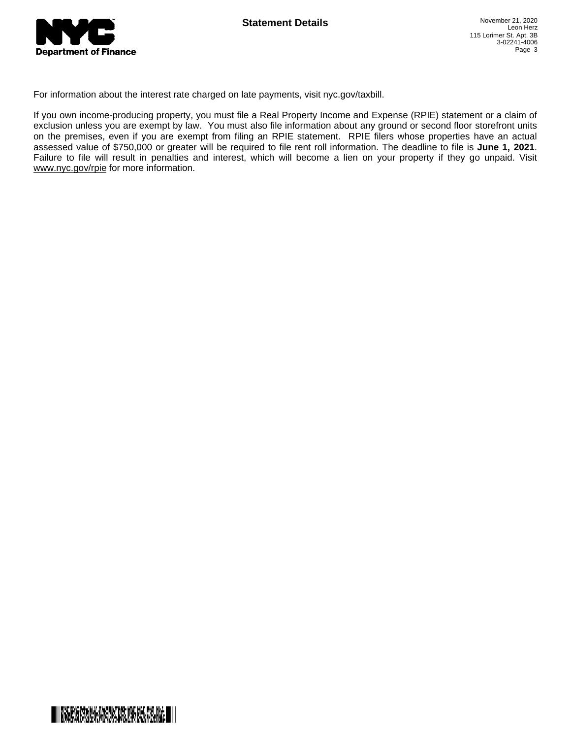For information about the interest rate charged on late payments, visit nyc.gov/taxbill.

If you own income-producing property, you must file a Real Property Income and Expense (RPIE) statement or a claim of exclusion unless you are exempt by law. You must also file information about any ground or second floor storefront units on the premises, even if you are exempt from filing an RPIE statement. RPIE filers whose properties have an actual assessed value of $750,000 or greater will be required to file rent roll information. The deadline to file is **June 1, 2021**. Failure to file will result in penalties and interest, which will become a lien on your property if they go unpaid. Visit www.nyc.gov/rpie for more information.